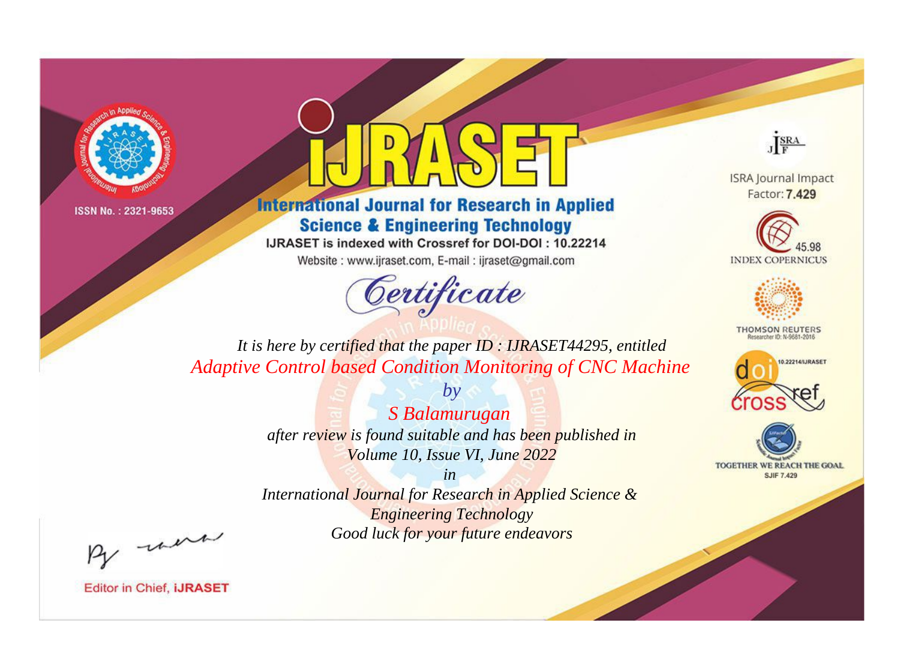ISSN No. : 2321-9653

# IJRASET

## International Journal for Research in Applied Science & Engineering Technology

IJRASET is indexed with Crossref for DOI-DOI : 10.22214

Website : www.ijraset.com, E-mail : ijraset@gmail.com

ISRA Journal Impact Factor: **7.429**

45.98 INDEX COPERNICUS

THOMSON REUTERS Researcher ID: N-9681-2016

10.22214/IJRASET

TOGETHER WE REACH THE GOAL SJIF 7.429

# *Certificate*

*It is here by certified that the paper ID : IJRASET44295, entitled*

*Adaptive Control based Condition Monitoring of CNC Machine*

*by*

*S Balamurugan*

*after review is found suitable and has been published in*

*Volume 10, Issue VI, June 2022*

*in*

*International Journal for Research in Applied Science & Engineering Technology*

*Good luck for your future endeavors*

Editor in Chief, **iJRASET**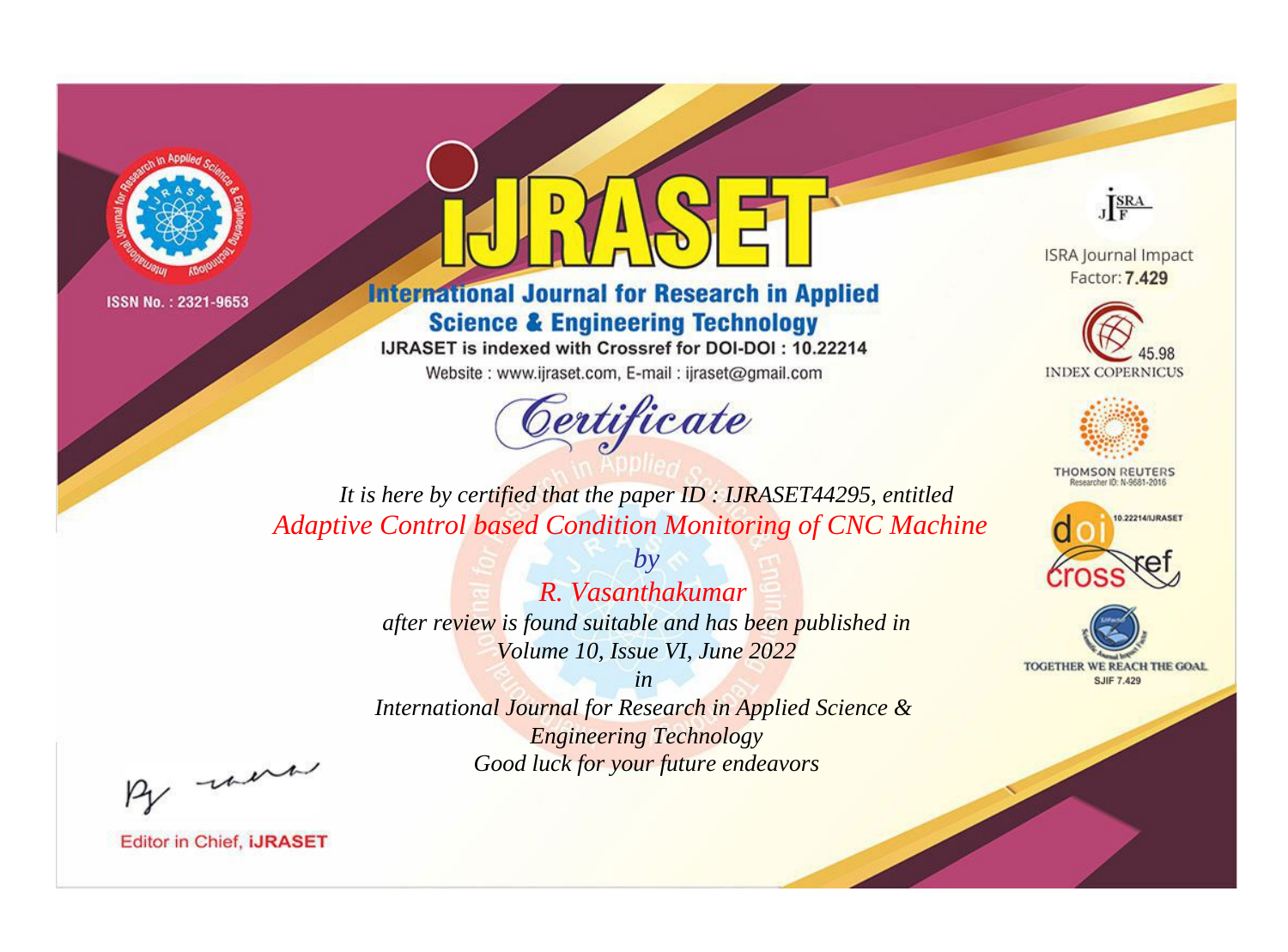ISSN No. : 2321-9653

# International Journal for Research in Applied Science & Engineering Technology

IJRASET is indexed with Crossref for DOI-DOI : 10.22214

Website : www.ijraset.com, E-mail : ijraset@gmail.com

## Certificate

*It is here by certified that the paper ID : IJRASET44295, entitled*

*Adaptive Control based Condition Monitoring of CNC Machine*

*by*

*R. Vasanthakumar*

*after review is found suitable and has been published in*

*Volume 10, Issue VI, June 2022*

*in*

*International Journal for Research in Applied Science & Engineering Technology*

*Good luck for your future endeavors*

ISRA Journal Impact Factor: **7.429**

45.98 INDEX COPERNICUS

THOMSON REUTERS Researcher ID: N-9681-2016

10.22214/IJRASET

TOGETHER WE REACH THE GOAL SJIF 7.429

Editor in Chief, **IJRASET**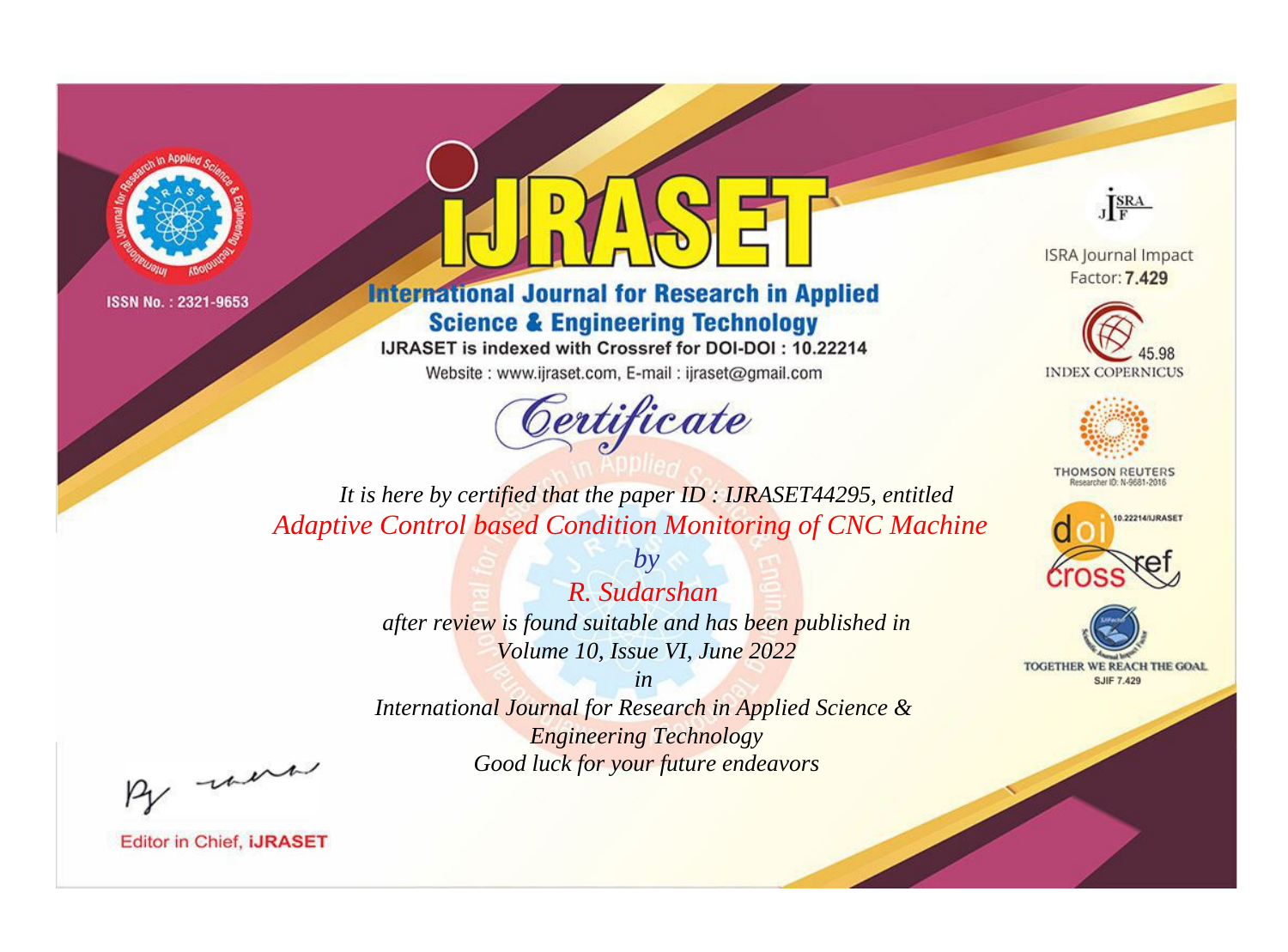ISSN No. : 2321-9653

# iJRASET

## International Journal for Research in Applied Science & Engineering Technology

IJRASET is indexed with Crossref for DOI-DOI : 10.22214

Website : www.ijraset.com, E-mail : ijraset@gmail.com

ISRA Journal Impact Factor: **7.429**

45.98 INDEX COPERNICUS

THOMSON REUTERS Researcher ID: N-9681-2016

10.22214/IJRASET

TOGETHER WE REACH THE GOAL SJIF 7.429

*Certificate*

*It is here by certified that the paper ID : IJRASET44295, entitled*

*Adaptive Control based Condition Monitoring of CNC Machine*

*by*

*R. Sudarshan*

*after review is found suitable and has been published in*

*Volume 10, Issue VI, June 2022*

*in*

*International Journal for Research in Applied Science & Engineering Technology*

*Good luck for your future endeavors*

Editor in Chief, **iJRASET**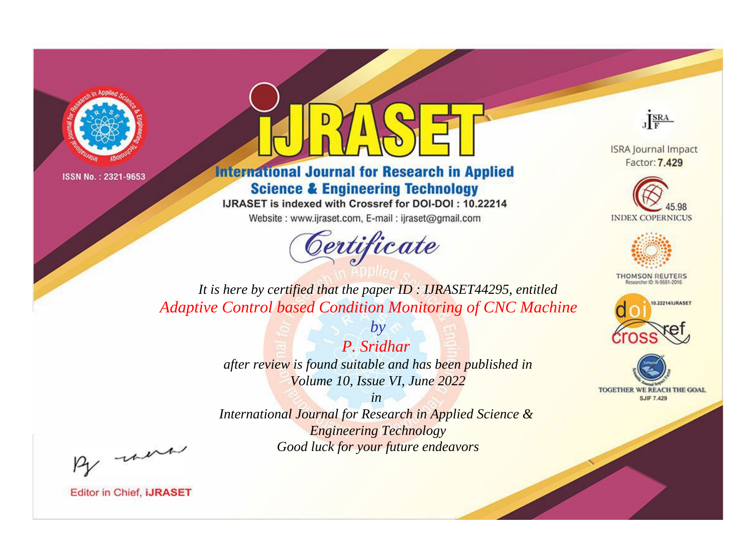ISSN No. : 2321-9653

# iJRASET

## International Journal for Research in Applied Science & Engineering Technology

IJRASET is indexed with Crossref for DOI-DOI : 10.22214

Website : www.ijraset.com, E-mail : ijraset@gmail.com

*Certificate*

*It is here by certified that the paper ID : IJRASET44295, entitled*

*Adaptive Control based Condition Monitoring of CNC Machine*

*by*

*P. Sridhar*

*after review is found suitable and has been published in*

*Volume 10, Issue VI, June 2022*

*in*

*International Journal for Research in Applied Science & Engineering Technology*

*Good luck for your future endeavors*

ISRA Journal Impact Factor: **7.429**

45.98 INDEX COPERNICUS

THOMSON REUTERS Researcher ID: N-9681-2016

10.22214/IJRASET

TOGETHER WE REACH THE GOAL SJIF 7.429

Editor in Chief, **iJRASET**